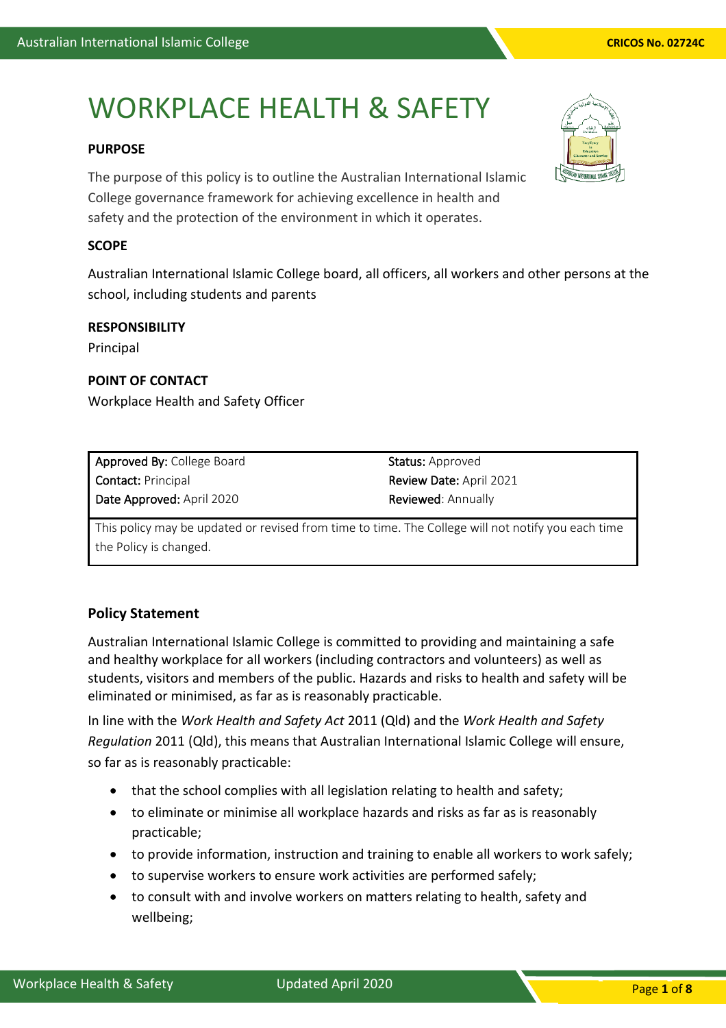# WORKPLACE HEALTH & SAFETY

**PURPOSE**

The purpose of this policy is to outline the Australian International Islamic College governance framework for achieving excellence in health and safety and the protection of the environment in which it operates.

**SCOPE**

Australian International Islamic College board, all officers, all workers and other persons at the school, including students and parents

**RESPONSIBILITY**

Principal

**POINT OF CONTACT**

Workplace Health and Safety Officer

| **Approved By:** College Board | **Status:** Approved |
|---|---|
| **Contact:** Principal | **Review Date:** April 2021 |
| **Date Approved:** April 2020 | **Reviewed**: Annually |
| This policy may be updated or revised from time to time. The College will not notify you each time the Policy is changed. | |

## Policy Statement

Australian International Islamic College is committed to providing and maintaining a safe and healthy workplace for all workers (including contractors and volunteers) as well as students, visitors and members of the public. Hazards and risks to health and safety will be eliminated or minimised, as far as is reasonably practicable.

In line with the *Work Health and Safety Act* 2011 (Qld) and the *Work Health and Safety Regulation* 2011 (Qld), this means that Australian International Islamic College will ensure, so far as is reasonably practicable:

- that the school complies with all legislation relating to health and safety;
- to eliminate or minimise all workplace hazards and risks as far as is reasonably practicable;
- to provide information, instruction and training to enable all workers to work safely;
- to supervise workers to ensure work activities are performed safely;
- to consult with and involve workers on matters relating to health, safety and wellbeing;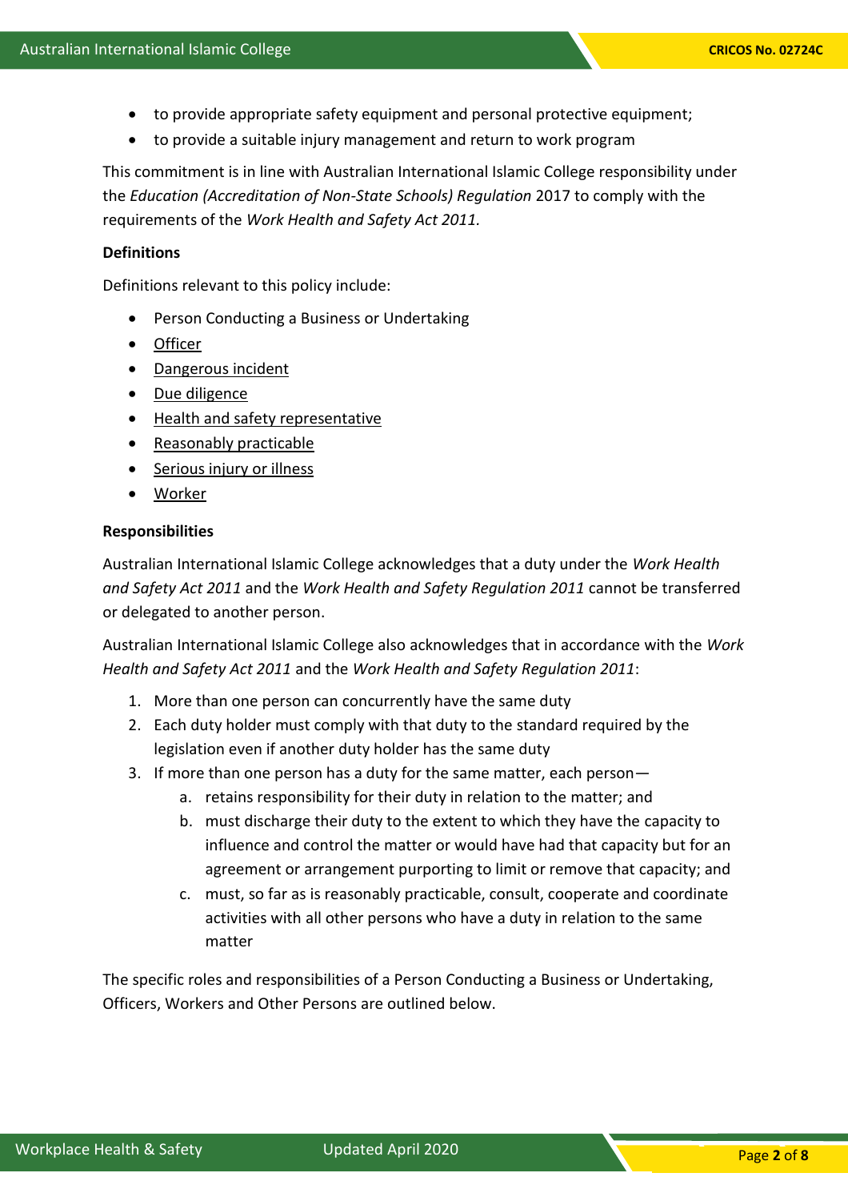- to provide appropriate safety equipment and personal protective equipment;
- to provide a suitable injury management and return to work program

This commitment is in line with Australian International Islamic College responsibility under the *Education (Accreditation of Non-State Schools) Regulation* 2017 to comply with the requirements of the *Work Health and Safety Act 2011.*

**Definitions**

Definitions relevant to this policy include:

- Person Conducting a Business or Undertaking
- Officer
- Dangerous incident
- Due diligence
- Health and safety representative
- Reasonably practicable
- Serious injury or illness
- Worker

**Responsibilities**

Australian International Islamic College acknowledges that a duty under the *Work Health and Safety Act 2011* and the *Work Health and Safety Regulation 2011* cannot be transferred or delegated to another person.

Australian International Islamic College also acknowledges that in accordance with the *Work Health and Safety Act 2011* and the *Work Health and Safety Regulation 2011*:

1. More than one person can concurrently have the same duty
2. Each duty holder must comply with that duty to the standard required by the legislation even if another duty holder has the same duty
3. If more than one person has a duty for the same matter, each person—
    a. retains responsibility for their duty in relation to the matter; and
    b. must discharge their duty to the extent to which they have the capacity to influence and control the matter or would have had that capacity but for an agreement or arrangement purporting to limit or remove that capacity; and
    c. must, so far as is reasonably practicable, consult, cooperate and coordinate activities with all other persons who have a duty in relation to the same matter

The specific roles and responsibilities of a Person Conducting a Business or Undertaking, Officers, Workers and Other Persons are outlined below.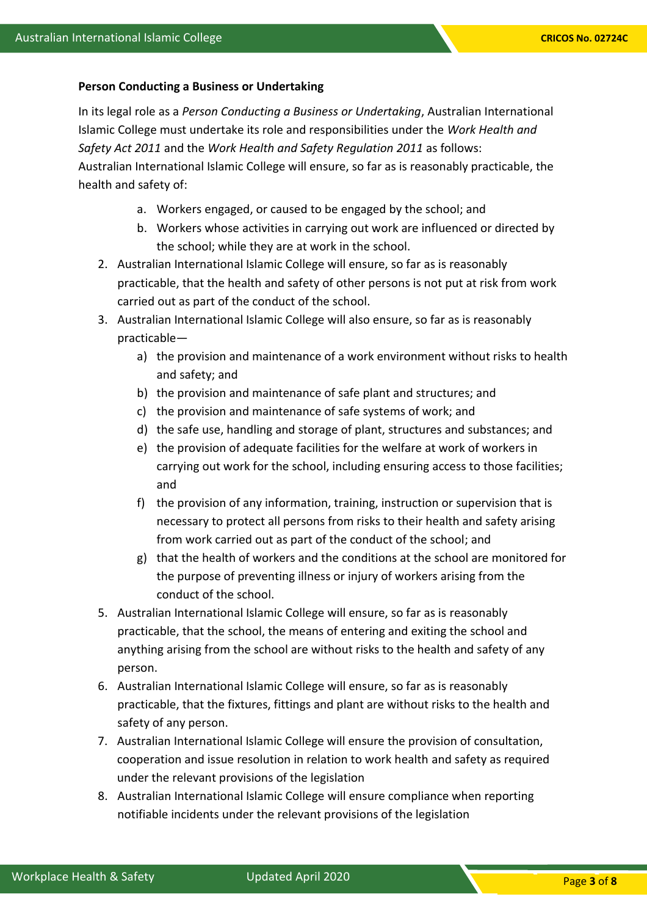**Person Conducting a Business or Undertaking**

In its legal role as a *Person Conducting a Business or Undertaking*, Australian International Islamic College must undertake its role and responsibilities under the *Work Health and Safety Act 2011* and the *Work Health and Safety Regulation 2011* as follows:
Australian International Islamic College will ensure, so far as is reasonably practicable, the health and safety of:

a. Workers engaged, or caused to be engaged by the school; and
b. Workers whose activities in carrying out work are influenced or directed by the school; while they are at work in the school.

2. Australian International Islamic College will ensure, so far as is reasonably practicable, that the health and safety of other persons is not put at risk from work carried out as part of the conduct of the school.
3. Australian International Islamic College will also ensure, so far as is reasonably practicable—
   a) the provision and maintenance of a work environment without risks to health and safety; and
   b) the provision and maintenance of safe plant and structures; and
   c) the provision and maintenance of safe systems of work; and
   d) the safe use, handling and storage of plant, structures and substances; and
   e) the provision of adequate facilities for the welfare at work of workers in carrying out work for the school, including ensuring access to those facilities; and
   f) the provision of any information, training, instruction or supervision that is necessary to protect all persons from risks to their health and safety arising from work carried out as part of the conduct of the school; and
   g) that the health of workers and the conditions at the school are monitored for the purpose of preventing illness or injury of workers arising from the conduct of the school.
5. Australian International Islamic College will ensure, so far as is reasonably practicable, that the school, the means of entering and exiting the school and anything arising from the school are without risks to the health and safety of any person.
6. Australian International Islamic College will ensure, so far as is reasonably practicable, that the fixtures, fittings and plant are without risks to the health and safety of any person.
7. Australian International Islamic College will ensure the provision of consultation, cooperation and issue resolution in relation to work health and safety as required under the relevant provisions of the legislation
8. Australian International Islamic College will ensure compliance when reporting notifiable incidents under the relevant provisions of the legislation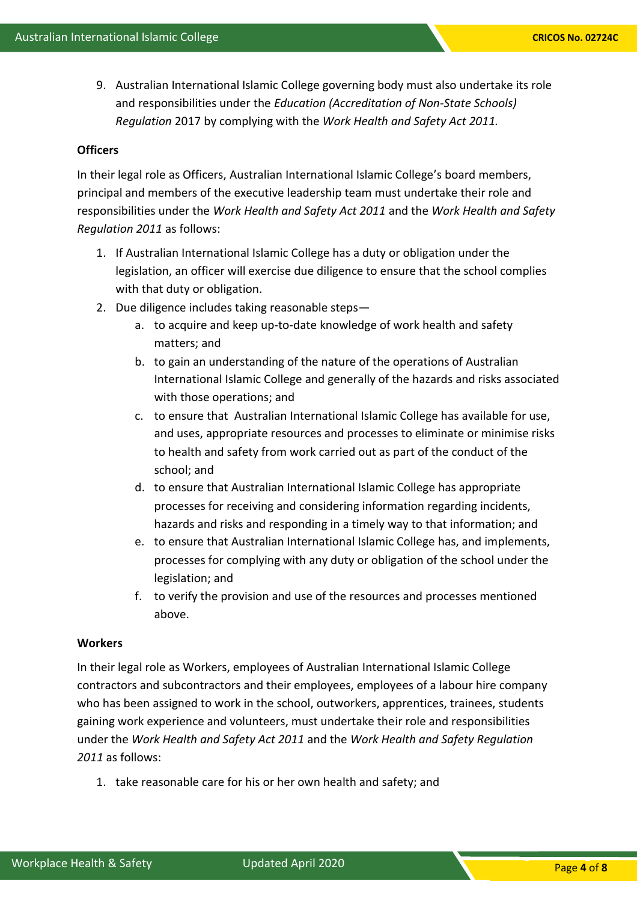9. Australian International Islamic College governing body must also undertake its role and responsibilities under the *Education (Accreditation of Non-State Schools) Regulation* 2017 by complying with the *Work Health and Safety Act 2011.*

**Officers**

In their legal role as Officers, Australian International Islamic College's board members, principal and members of the executive leadership team must undertake their role and responsibilities under the *Work Health and Safety Act 2011* and the *Work Health and Safety Regulation 2011* as follows:

1. If Australian International Islamic College has a duty or obligation under the legislation, an officer will exercise due diligence to ensure that the school complies with that duty or obligation.
2. Due diligence includes taking reasonable steps—
   a. to acquire and keep up-to-date knowledge of work health and safety matters; and
   b. to gain an understanding of the nature of the operations of Australian International Islamic College and generally of the hazards and risks associated with those operations; and
   c. to ensure that Australian International Islamic College has available for use, and uses, appropriate resources and processes to eliminate or minimise risks to health and safety from work carried out as part of the conduct of the school; and
   d. to ensure that Australian International Islamic College has appropriate processes for receiving and considering information regarding incidents, hazards and risks and responding in a timely way to that information; and
   e. to ensure that Australian International Islamic College has, and implements, processes for complying with any duty or obligation of the school under the legislation; and
   f. to verify the provision and use of the resources and processes mentioned above.

**Workers**

In their legal role as Workers, employees of Australian International Islamic College contractors and subcontractors and their employees, employees of a labour hire company who has been assigned to work in the school, outworkers, apprentices, trainees, students gaining work experience and volunteers, must undertake their role and responsibilities under the *Work Health and Safety Act 2011* and the *Work Health and Safety Regulation 2011* as follows:

1. take reasonable care for his or her own health and safety; and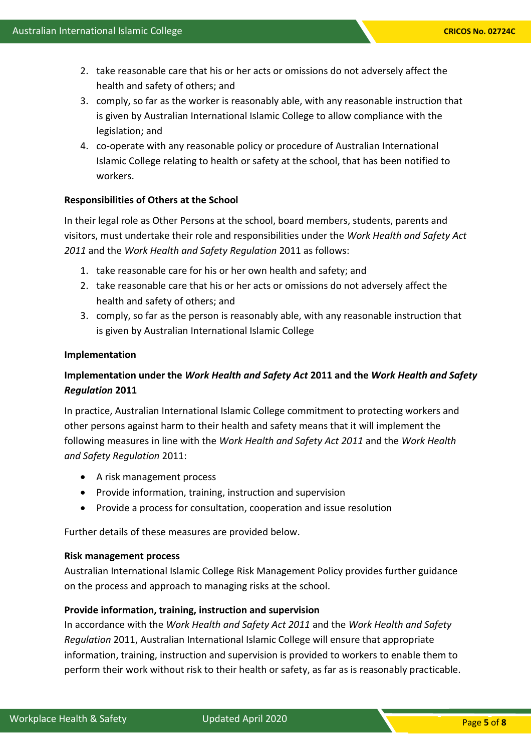2. take reasonable care that his or her acts or omissions do not adversely affect the health and safety of others; and
3. comply, so far as the worker is reasonably able, with any reasonable instruction that is given by Australian International Islamic College to allow compliance with the legislation; and
4. co-operate with any reasonable policy or procedure of Australian International Islamic College relating to health or safety at the school, that has been notified to workers.

**Responsibilities of Others at the School**

In their legal role as Other Persons at the school, board members, students, parents and visitors, must undertake their role and responsibilities under the *Work Health and Safety Act 2011* and the *Work Health and Safety Regulation* 2011 as follows:

1. take reasonable care for his or her own health and safety; and
2. take reasonable care that his or her acts or omissions do not adversely affect the health and safety of others; and
3. comply, so far as the person is reasonably able, with any reasonable instruction that is given by Australian International Islamic College

**Implementation**

**Implementation under the *Work Health and Safety Act* 2011 and the *Work Health and Safety Regulation* 2011**

In practice, Australian International Islamic College commitment to protecting workers and other persons against harm to their health and safety means that it will implement the following measures in line with the *Work Health and Safety Act 2011* and the *Work Health and Safety Regulation* 2011:

- A risk management process
- Provide information, training, instruction and supervision
- Provide a process for consultation, cooperation and issue resolution

Further details of these measures are provided below.

**Risk management process**

Australian International Islamic College Risk Management Policy provides further guidance on the process and approach to managing risks at the school.

**Provide information, training, instruction and supervision**

In accordance with the *Work Health and Safety Act 2011* and the *Work Health and Safety Regulation* 2011, Australian International Islamic College will ensure that appropriate information, training, instruction and supervision is provided to workers to enable them to perform their work without risk to their health or safety, as far as is reasonably practicable.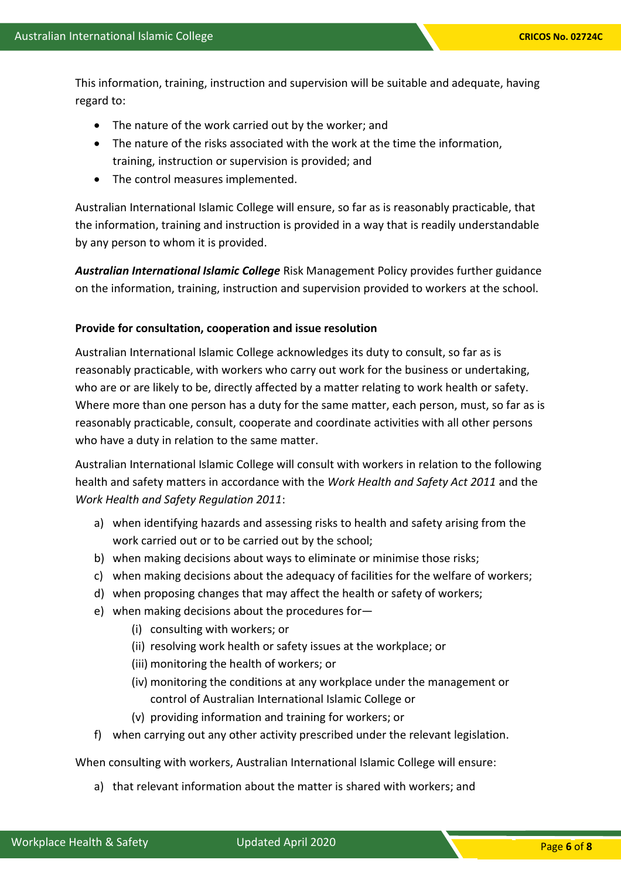This information, training, instruction and supervision will be suitable and adequate, having regard to:

- The nature of the work carried out by the worker; and
- The nature of the risks associated with the work at the time the information, training, instruction or supervision is provided; and
- The control measures implemented.

Australian International Islamic College will ensure, so far as is reasonably practicable, that the information, training and instruction is provided in a way that is readily understandable by any person to whom it is provided.

***Australian International Islamic College*** Risk Management Policy provides further guidance on the information, training, instruction and supervision provided to workers at the school.

**Provide for consultation, cooperation and issue resolution**

Australian International Islamic College acknowledges its duty to consult, so far as is reasonably practicable, with workers who carry out work for the business or undertaking, who are or are likely to be, directly affected by a matter relating to work health or safety. Where more than one person has a duty for the same matter, each person, must, so far as is reasonably practicable, consult, cooperate and coordinate activities with all other persons who have a duty in relation to the same matter.

Australian International Islamic College will consult with workers in relation to the following health and safety matters in accordance with the *Work Health and Safety Act 2011* and the *Work Health and Safety Regulation 2011*:

a) when identifying hazards and assessing risks to health and safety arising from the work carried out or to be carried out by the school;
b) when making decisions about ways to eliminate or minimise those risks;
c) when making decisions about the adequacy of facilities for the welfare of workers;
d) when proposing changes that may affect the health or safety of workers;
e) when making decisions about the procedures for—
    (i) consulting with workers; or
    (ii) resolving work health or safety issues at the workplace; or
    (iii) monitoring the health of workers; or
    (iv) monitoring the conditions at any workplace under the management or control of Australian International Islamic College or
    (v) providing information and training for workers; or
f) when carrying out any other activity prescribed under the relevant legislation.

When consulting with workers, Australian International Islamic College will ensure:

a) that relevant information about the matter is shared with workers; and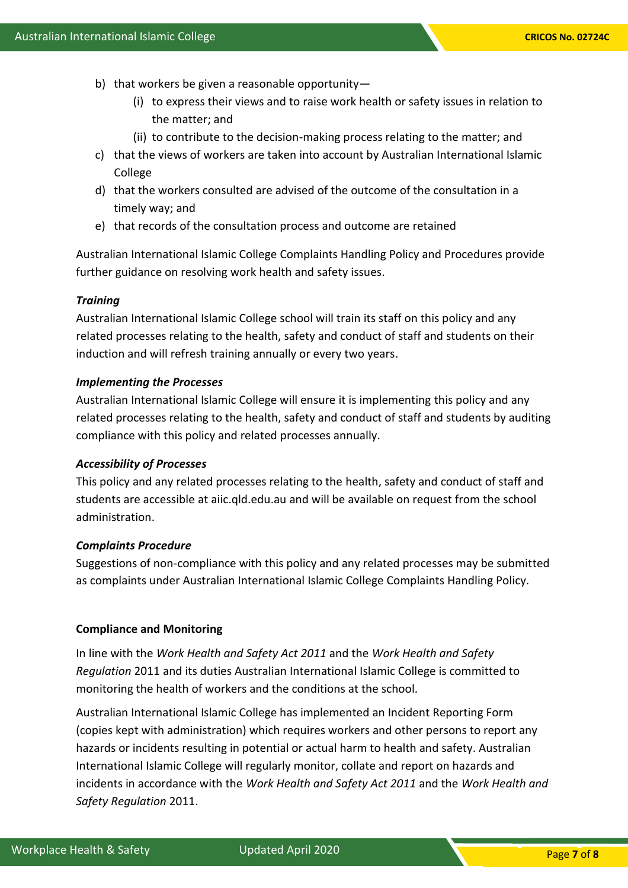b) that workers be given a reasonable opportunity—
   (i) to express their views and to raise work health or safety issues in relation to the matter; and
   (ii) to contribute to the decision-making process relating to the matter; and
c) that the views of workers are taken into account by Australian International Islamic College
d) that the workers consulted are advised of the outcome of the consultation in a timely way; and
e) that records of the consultation process and outcome are retained

Australian International Islamic College Complaints Handling Policy and Procedures provide further guidance on resolving work health and safety issues.

***Training***
Australian International Islamic College school will train its staff on this policy and any related processes relating to the health, safety and conduct of staff and students on their induction and will refresh training annually or every two years.

***Implementing the Processes***
Australian International Islamic College will ensure it is implementing this policy and any related processes relating to the health, safety and conduct of staff and students by auditing compliance with this policy and related processes annually.

***Accessibility of Processes***
This policy and any related processes relating to the health, safety and conduct of staff and students are accessible at aiic.qld.edu.au and will be available on request from the school administration.

***Complaints Procedure***
Suggestions of non-compliance with this policy and any related processes may be submitted as complaints under Australian International Islamic College Complaints Handling Policy.

**Compliance and Monitoring**

In line with the *Work Health and Safety Act 2011* and the *Work Health and Safety Regulation* 2011 and its duties Australian International Islamic College is committed to monitoring the health of workers and the conditions at the school.

Australian International Islamic College has implemented an Incident Reporting Form (copies kept with administration) which requires workers and other persons to report any hazards or incidents resulting in potential or actual harm to health and safety. Australian International Islamic College will regularly monitor, collate and report on hazards and incidents in accordance with the *Work Health and Safety Act 2011* and the *Work Health and Safety Regulation* 2011.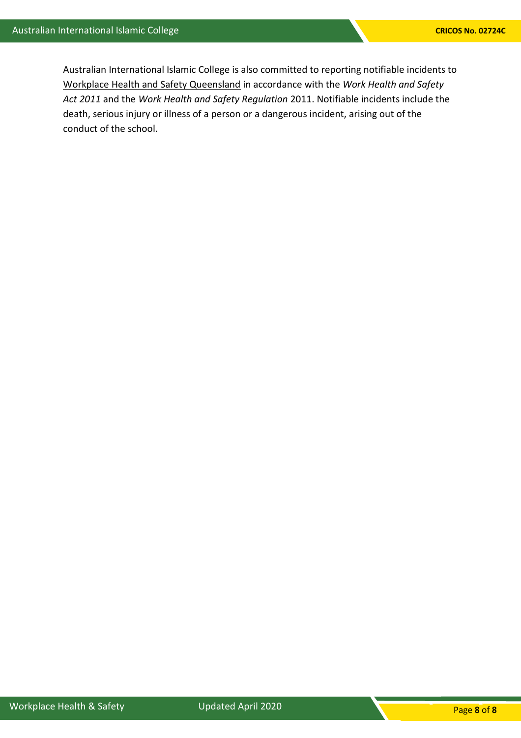Australian International Islamic College is also committed to reporting notifiable incidents to Workplace Health and Safety Queensland in accordance with the *Work Health and Safety Act 2011* and the *Work Health and Safety Regulation* 2011. Notifiable incidents include the death, serious injury or illness of a person or a dangerous incident, arising out of the conduct of the school.